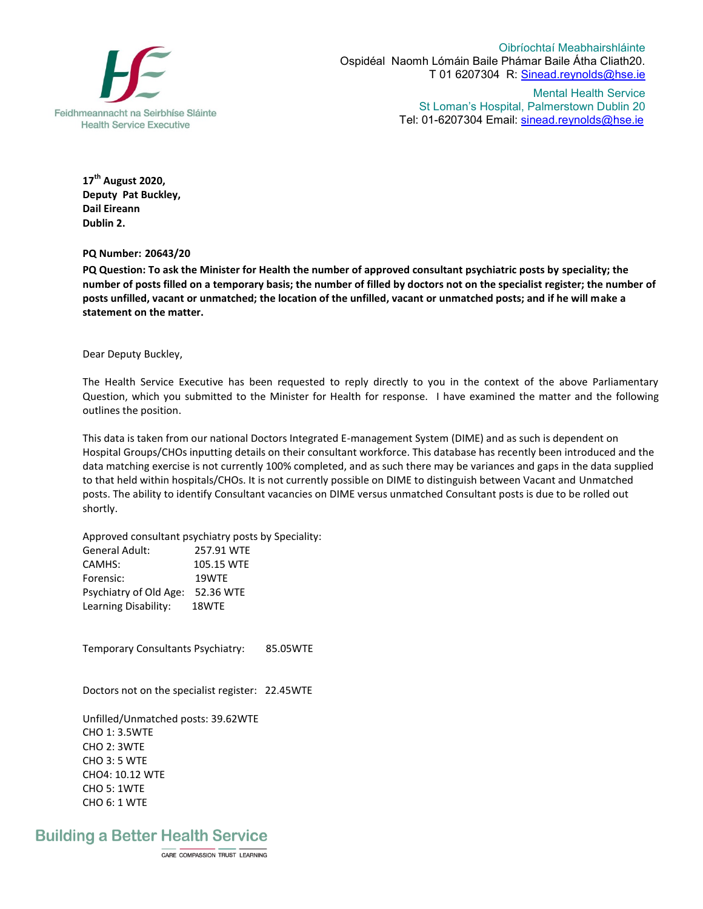Feidhmeannacht na Seirbhíse Sláinte
Health Service Executive

Oibríochtaí Meabhairshláinte
Ospidéal Naomh Lómáin Baile Phámar Baile Átha Cliath20.
T 01 6207304 R: Sinead.reynolds@hse.ie

Mental Health Service
St Loman's Hospital, Palmerstown Dublin 20
Tel: 01-6207304 Email: sinead.reynolds@hse.ie

**17th August 2020,**
**Deputy Pat Buckley,**
**Dail Eireann**
**Dublin 2.**

**PQ Number: 20643/20**

**PQ Question: To ask the Minister for Health the number of approved consultant psychiatric posts by speciality; the number of posts filled on a temporary basis; the number of filled by doctors not on the specialist register; the number of posts unfilled, vacant or unmatched; the location of the unfilled, vacant or unmatched posts; and if he will make a statement on the matter.**

Dear Deputy Buckley,

The Health Service Executive has been requested to reply directly to you in the context of the above Parliamentary Question, which you submitted to the Minister for Health for response. I have examined the matter and the following outlines the position.

This data is taken from our national Doctors Integrated E-management System (DIME) and as such is dependent on Hospital Groups/CHOs inputting details on their consultant workforce. This database has recently been introduced and the data matching exercise is not currently 100% completed, and as such there may be variances and gaps in the data supplied to that held within hospitals/CHOs. It is not currently possible on DIME to distinguish between Vacant and Unmatched posts. The ability to identify Consultant vacancies on DIME versus unmatched Consultant posts is due to be rolled out shortly.

Approved consultant psychiatry posts by Speciality:
General Adult: 257.91 WTE
CAMHS: 105.15 WTE
Forensic: 19WTE
Psychiatry of Old Age: 52.36 WTE
Learning Disability: 18WTE

Temporary Consultants Psychiatry: 85.05WTE

Doctors not on the specialist register: 22.45WTE

Unfilled/Unmatched posts: 39.62WTE
CHO 1: 3.5WTE
CHO 2: 3WTE
CHO 3: 5 WTE
CHO4: 10.12 WTE
CHO 5: 1WTE
CHO 6: 1 WTE

Building a Better Health Service
CARE COMPASSION TRUST LEARNING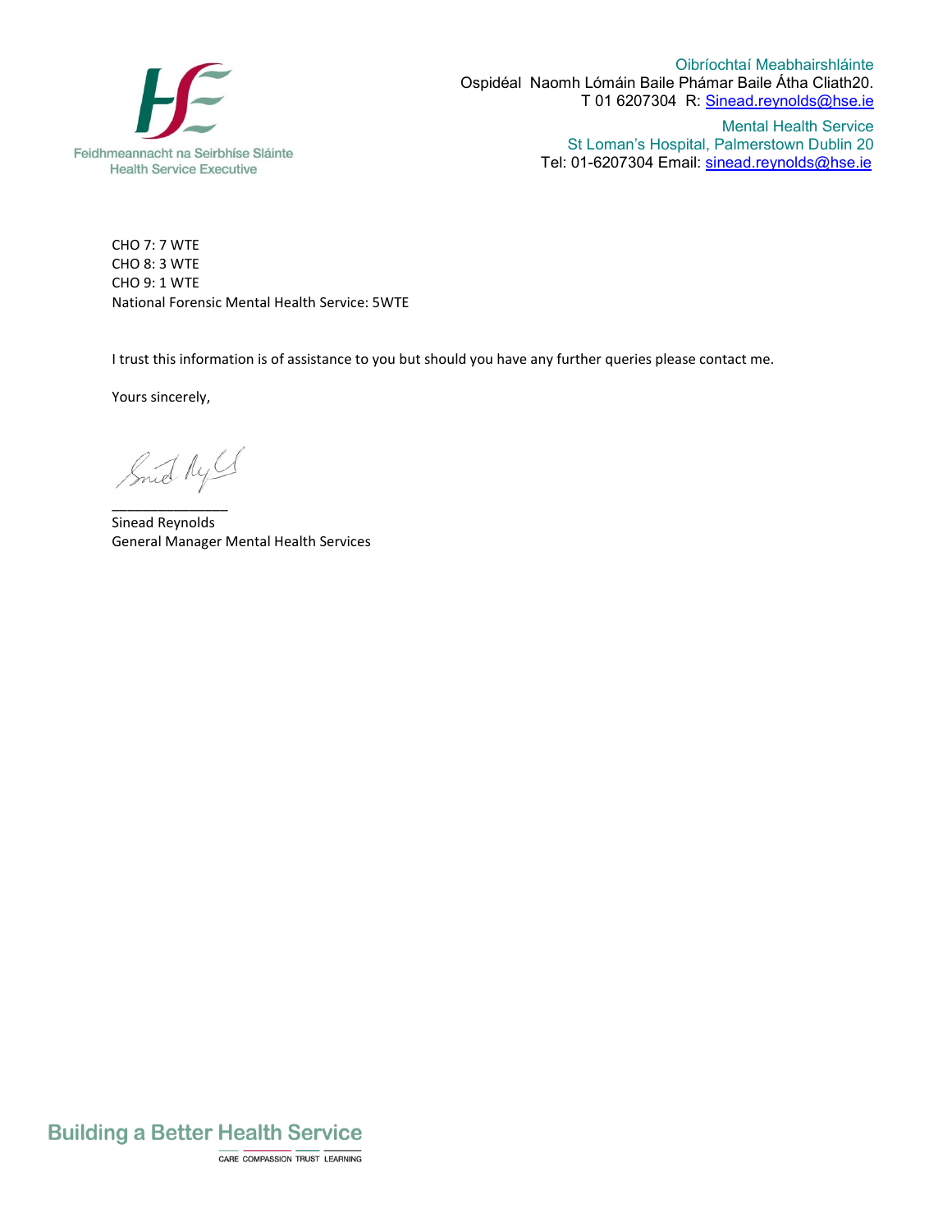Oibríochtaí Meabhairshláinte
Ospidéal Naomh Lómáin Baile Phámar Baile Átha Cliath20.
T 01 6207304 R: Sinead.reynolds@hse.ie

Mental Health Service
St Loman's Hospital, Palmerstown Dublin 20
Tel: 01-6207304 Email: sinead.reynolds@hse.ie

CHO 7: 7 WTE
CHO 8: 3 WTE
CHO 9: 1 WTE
National Forensic Mental Health Service: 5WTE

I trust this information is of assistance to you but should you have any further queries please contact me.

Yours sincerely,

_______________
Sinead Reynolds
General Manager Mental Health Services